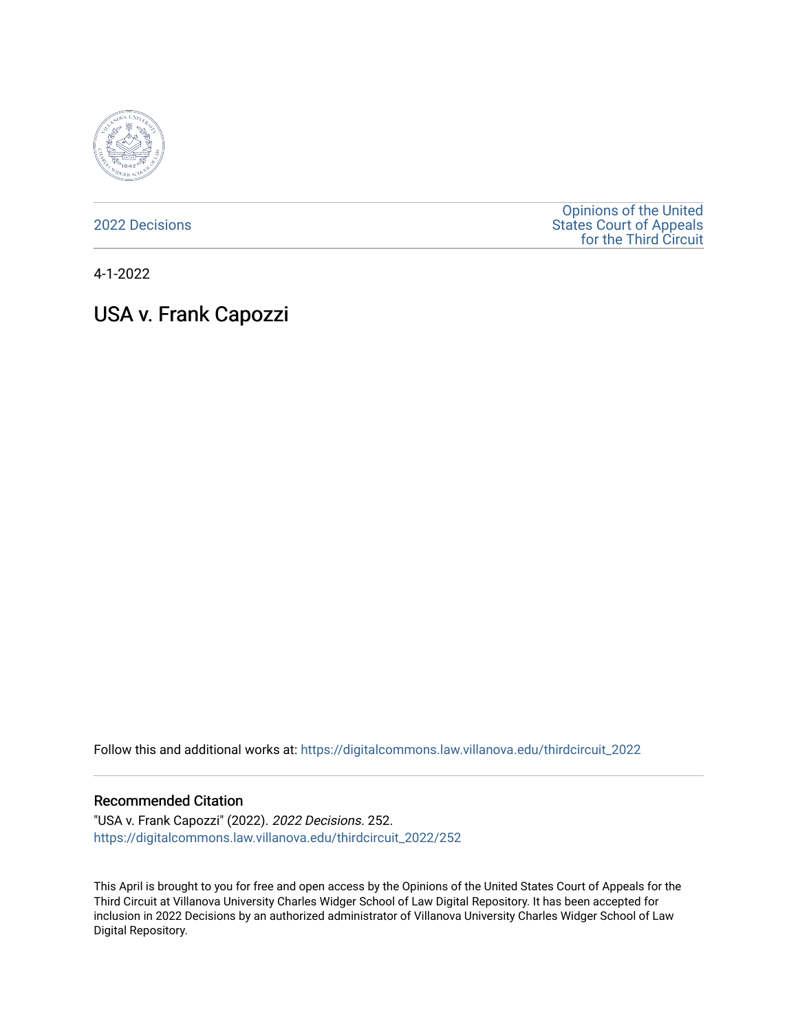2022 Decisions

Opinions of the United States Court of Appeals for the Third Circuit

4-1-2022

# USA v. Frank Capozzi

Follow this and additional works at: https://digitalcommons.law.villanova.edu/thirdcircuit_2022

## Recommended Citation

"USA v. Frank Capozzi" (2022). *2022 Decisions*. 252.
https://digitalcommons.law.villanova.edu/thirdcircuit_2022/252

This April is brought to you for free and open access by the Opinions of the United States Court of Appeals for the Third Circuit at Villanova University Charles Widger School of Law Digital Repository. It has been accepted for inclusion in 2022 Decisions by an authorized administrator of Villanova University Charles Widger School of Law Digital Repository.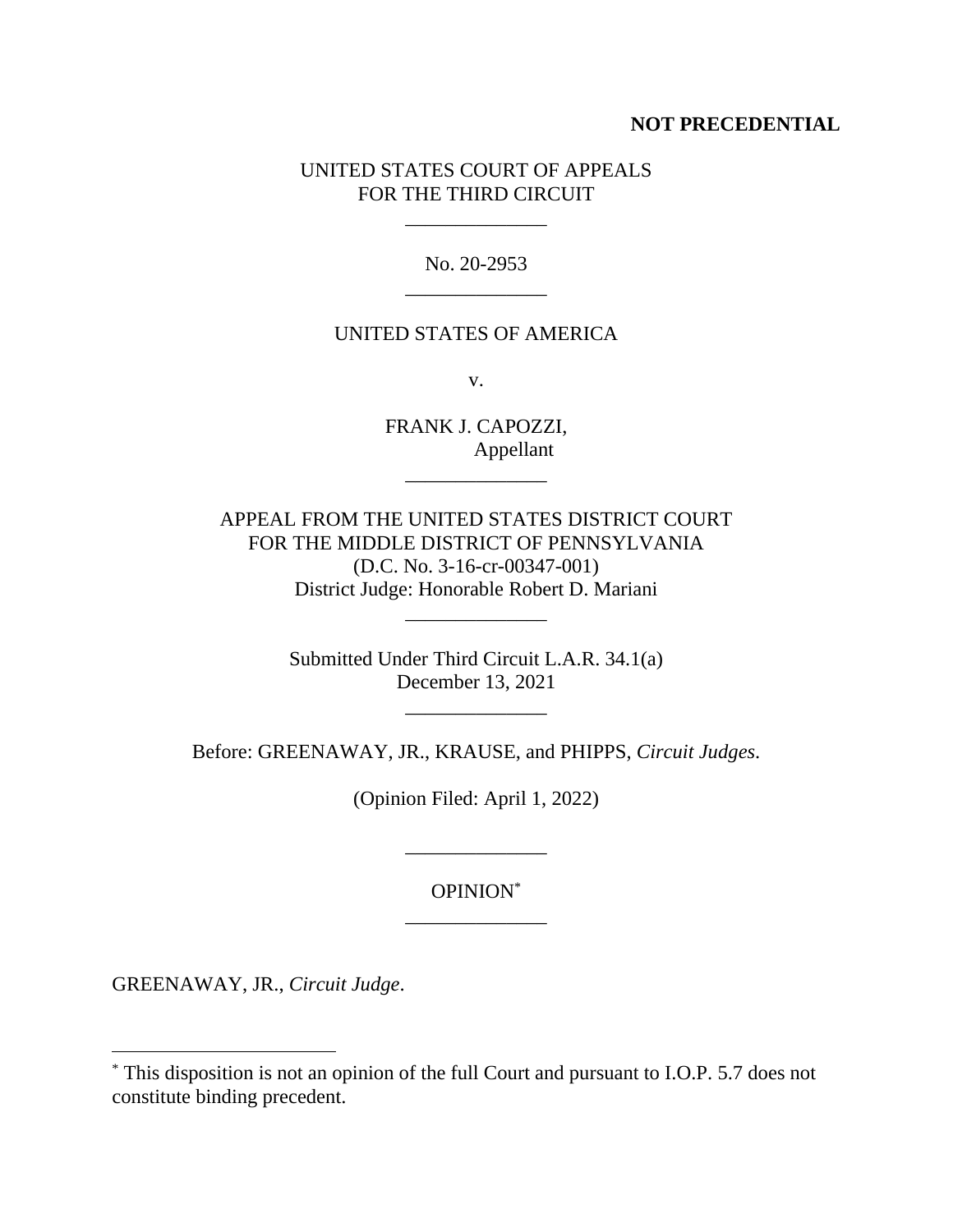**NOT PRECEDENTIAL**

UNITED STATES COURT OF APPEALS
FOR THE THIRD CIRCUIT

______________

No. 20-2953

______________

UNITED STATES OF AMERICA

v.

FRANK J. CAPOZZI,
Appellant

______________

APPEAL FROM THE UNITED STATES DISTRICT COURT
FOR THE MIDDLE DISTRICT OF PENNSYLVANIA
(D.C. No. 3-16-cr-00347-001)
District Judge: Honorable Robert D. Mariani

______________

Submitted Under Third Circuit L.A.R. 34.1(a)
December 13, 2021

______________

Before: GREENAWAY, JR., KRAUSE, and PHIPPS, *Circuit Judges*.

(Opinion Filed: April 1, 2022)

______________

OPINION[*]

______________

GREENAWAY, JR., *Circuit Judge*.

---

[*] This disposition is not an opinion of the full Court and pursuant to I.O.P. 5.7 does not constitute binding precedent.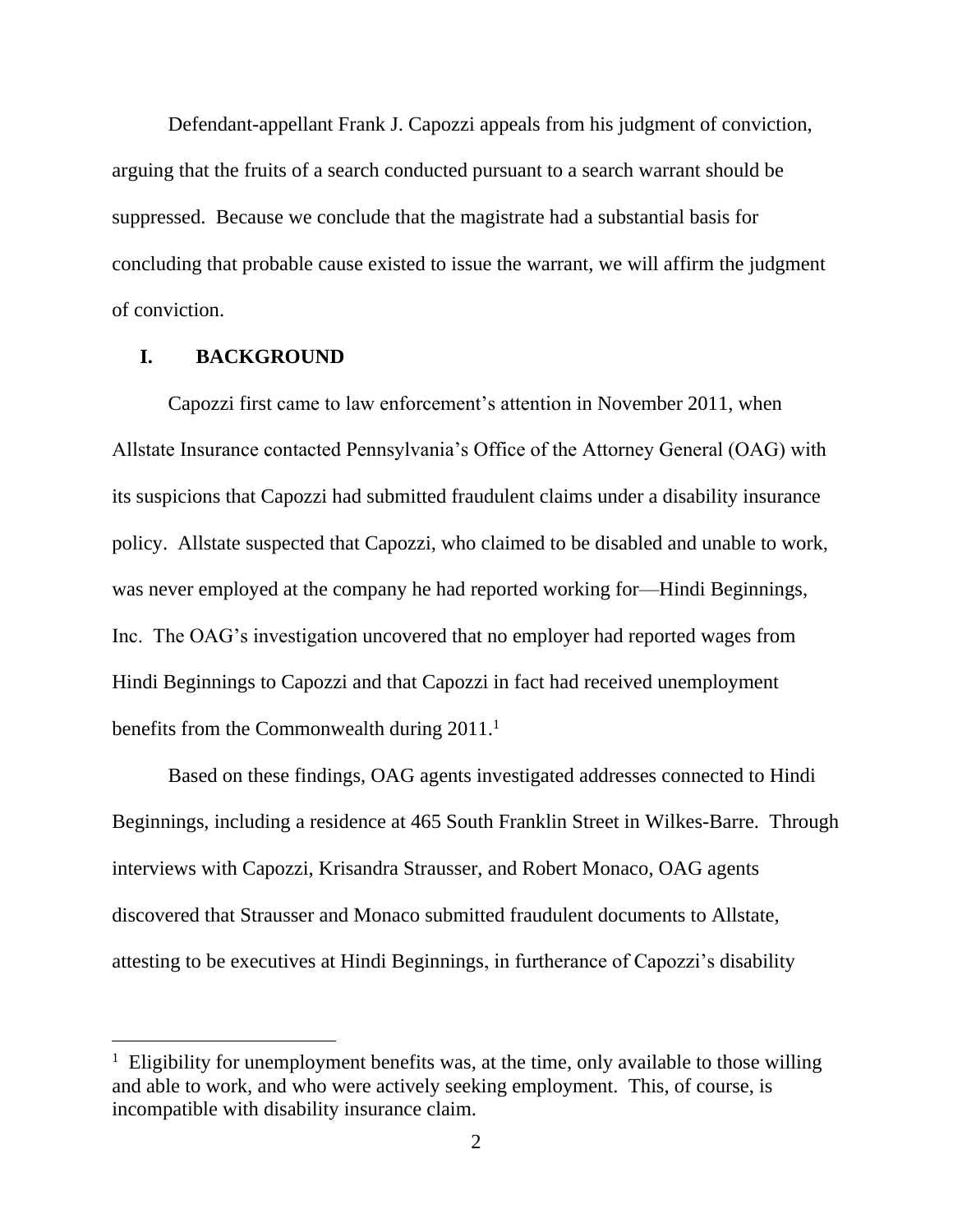Defendant-appellant Frank J. Capozzi appeals from his judgment of conviction, arguing that the fruits of a search conducted pursuant to a search warrant should be suppressed. Because we conclude that the magistrate had a substantial basis for concluding that probable cause existed to issue the warrant, we will affirm the judgment of conviction.

## I. BACKGROUND

Capozzi first came to law enforcement's attention in November 2011, when Allstate Insurance contacted Pennsylvania's Office of the Attorney General (OAG) with its suspicions that Capozzi had submitted fraudulent claims under a disability insurance policy. Allstate suspected that Capozzi, who claimed to be disabled and unable to work, was never employed at the company he had reported working for—Hindi Beginnings, Inc. The OAG's investigation uncovered that no employer had reported wages from Hindi Beginnings to Capozzi and that Capozzi in fact had received unemployment benefits from the Commonwealth during 2011.[1]

Based on these findings, OAG agents investigated addresses connected to Hindi Beginnings, including a residence at 465 South Franklin Street in Wilkes-Barre. Through interviews with Capozzi, Krisandra Strausser, and Robert Monaco, OAG agents discovered that Strausser and Monaco submitted fraudulent documents to Allstate, attesting to be executives at Hindi Beginnings, in furtherance of Capozzi's disability

[1] Eligibility for unemployment benefits was, at the time, only available to those willing and able to work, and who were actively seeking employment. This, of course, is incompatible with disability insurance claim.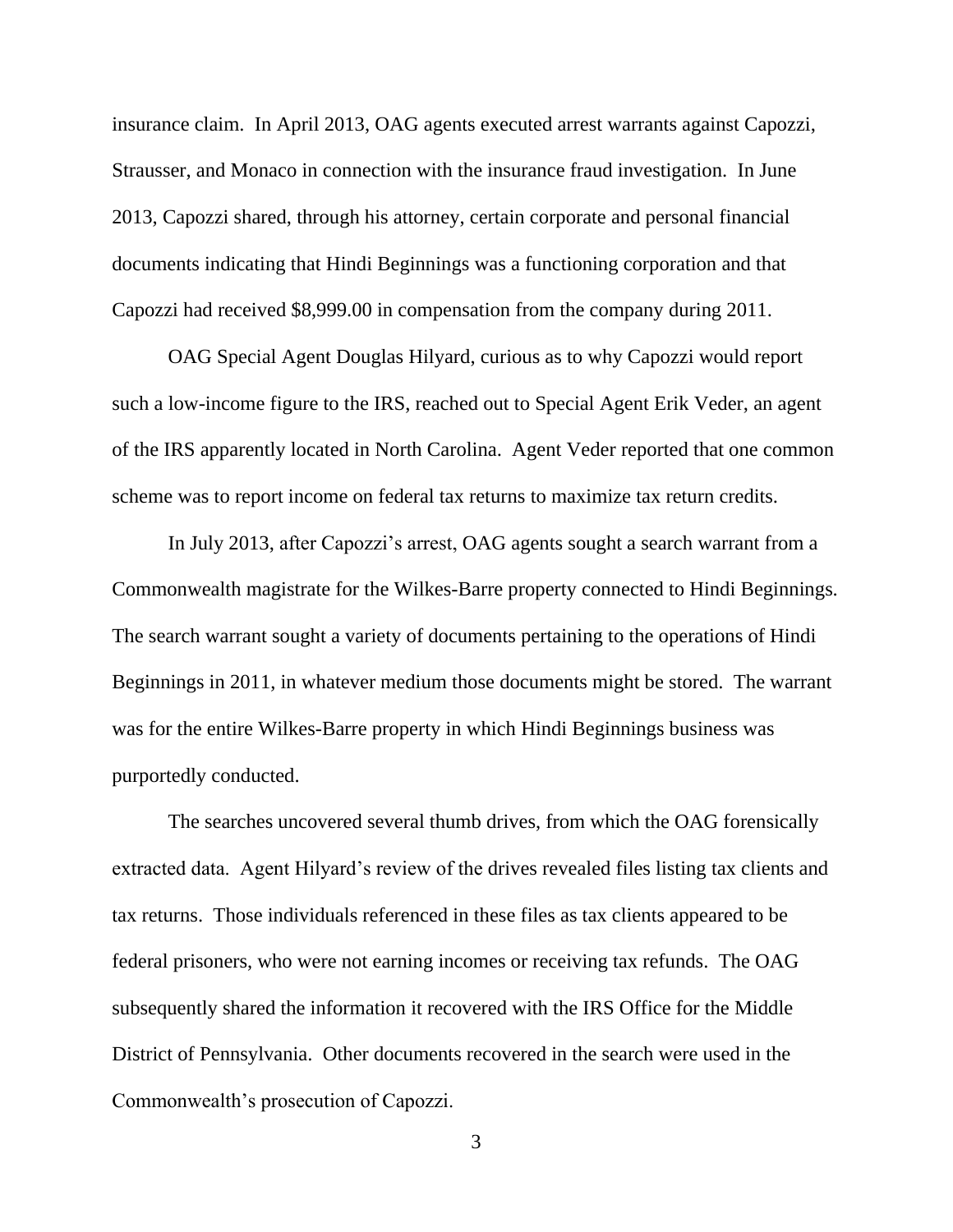insurance claim. In April 2013, OAG agents executed arrest warrants against Capozzi, Strausser, and Monaco in connection with the insurance fraud investigation. In June 2013, Capozzi shared, through his attorney, certain corporate and personal financial documents indicating that Hindi Beginnings was a functioning corporation and that Capozzi had received $8,999.00 in compensation from the company during 2011.

OAG Special Agent Douglas Hilyard, curious as to why Capozzi would report such a low-income figure to the IRS, reached out to Special Agent Erik Veder, an agent of the IRS apparently located in North Carolina. Agent Veder reported that one common scheme was to report income on federal tax returns to maximize tax return credits.

In July 2013, after Capozzi's arrest, OAG agents sought a search warrant from a Commonwealth magistrate for the Wilkes-Barre property connected to Hindi Beginnings. The search warrant sought a variety of documents pertaining to the operations of Hindi Beginnings in 2011, in whatever medium those documents might be stored. The warrant was for the entire Wilkes-Barre property in which Hindi Beginnings business was purportedly conducted.

The searches uncovered several thumb drives, from which the OAG forensically extracted data. Agent Hilyard's review of the drives revealed files listing tax clients and tax returns. Those individuals referenced in these files as tax clients appeared to be federal prisoners, who were not earning incomes or receiving tax refunds. The OAG subsequently shared the information it recovered with the IRS Office for the Middle District of Pennsylvania. Other documents recovered in the search were used in the Commonwealth's prosecution of Capozzi.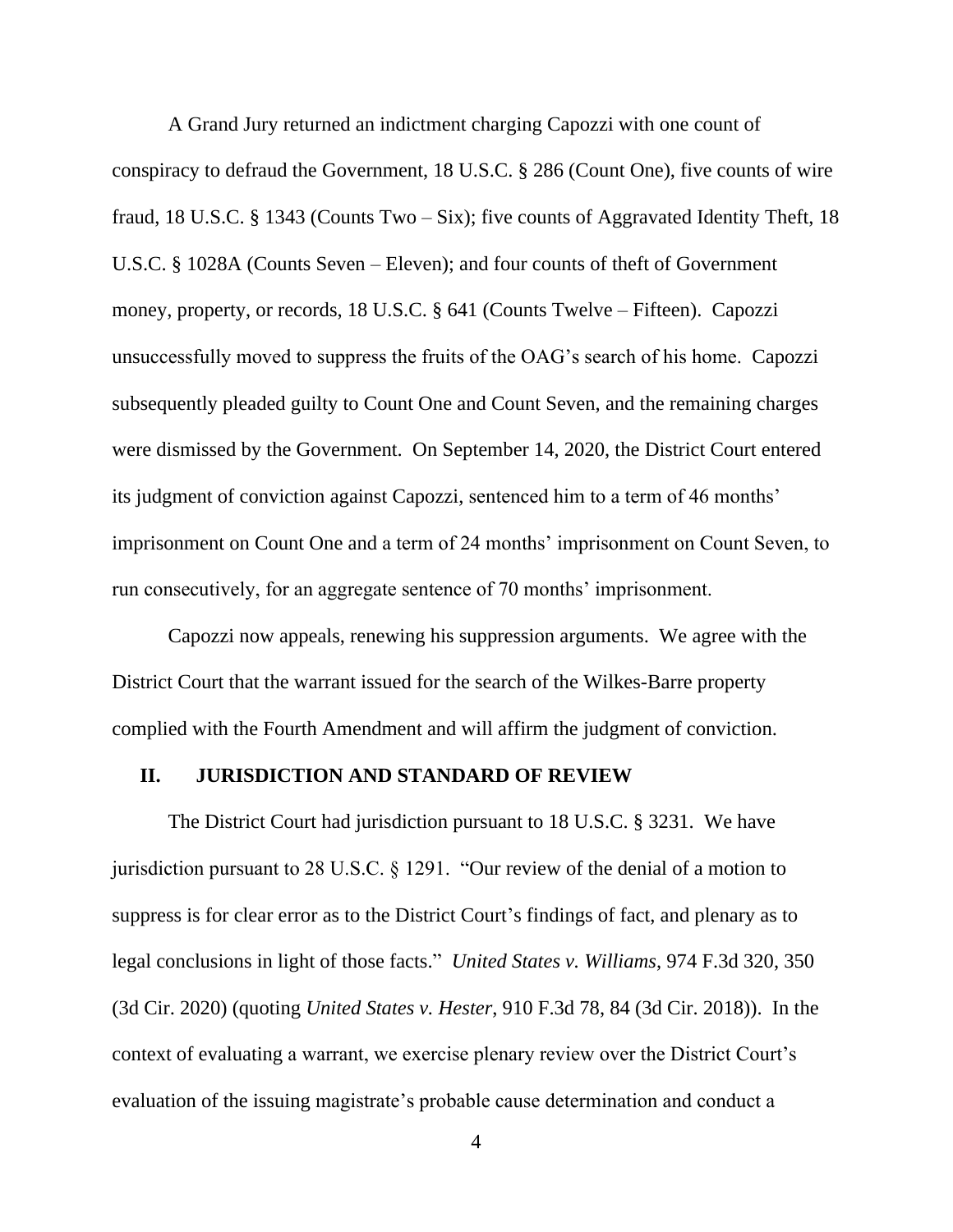A Grand Jury returned an indictment charging Capozzi with one count of conspiracy to defraud the Government, 18 U.S.C. § 286 (Count One), five counts of wire fraud, 18 U.S.C. § 1343 (Counts Two – Six); five counts of Aggravated Identity Theft, 18 U.S.C. § 1028A (Counts Seven – Eleven); and four counts of theft of Government money, property, or records, 18 U.S.C. § 641 (Counts Twelve – Fifteen). Capozzi unsuccessfully moved to suppress the fruits of the OAG's search of his home. Capozzi subsequently pleaded guilty to Count One and Count Seven, and the remaining charges were dismissed by the Government. On September 14, 2020, the District Court entered its judgment of conviction against Capozzi, sentenced him to a term of 46 months' imprisonment on Count One and a term of 24 months' imprisonment on Count Seven, to run consecutively, for an aggregate sentence of 70 months' imprisonment.

Capozzi now appeals, renewing his suppression arguments. We agree with the District Court that the warrant issued for the search of the Wilkes-Barre property complied with the Fourth Amendment and will affirm the judgment of conviction.

## II. JURISDICTION AND STANDARD OF REVIEW

The District Court had jurisdiction pursuant to 18 U.S.C. § 3231. We have jurisdiction pursuant to 28 U.S.C. § 1291. "Our review of the denial of a motion to suppress is for clear error as to the District Court's findings of fact, and plenary as to legal conclusions in light of those facts." *United States v. Williams*, 974 F.3d 320, 350 (3d Cir. 2020) (quoting *United States v. Hester*, 910 F.3d 78, 84 (3d Cir. 2018)). In the context of evaluating a warrant, we exercise plenary review over the District Court's evaluation of the issuing magistrate's probable cause determination and conduct a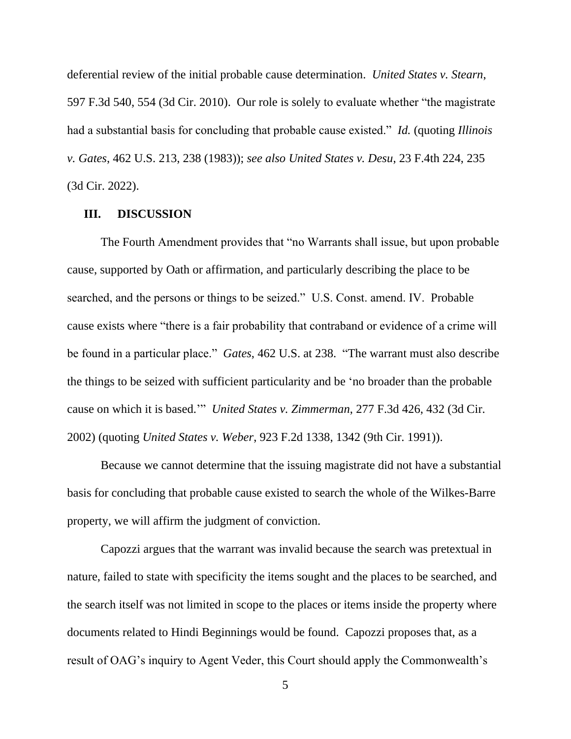deferential review of the initial probable cause determination. *United States v. Stearn*, 597 F.3d 540, 554 (3d Cir. 2010). Our role is solely to evaluate whether "the magistrate had a substantial basis for concluding that probable cause existed." *Id.* (quoting *Illinois v. Gates*, 462 U.S. 213, 238 (1983)); *see also United States v. Desu*, 23 F.4th 224, 235 (3d Cir. 2022).

## III. DISCUSSION

The Fourth Amendment provides that "no Warrants shall issue, but upon probable cause, supported by Oath or affirmation, and particularly describing the place to be searched, and the persons or things to be seized." U.S. Const. amend. IV. Probable cause exists where "there is a fair probability that contraband or evidence of a crime will be found in a particular place." *Gates*, 462 U.S. at 238. "The warrant must also describe the things to be seized with sufficient particularity and be 'no broader than the probable cause on which it is based.'" *United States v. Zimmerman*, 277 F.3d 426, 432 (3d Cir. 2002) (quoting *United States v. Weber*, 923 F.2d 1338, 1342 (9th Cir. 1991)).

Because we cannot determine that the issuing magistrate did not have a substantial basis for concluding that probable cause existed to search the whole of the Wilkes-Barre property, we will affirm the judgment of conviction.

Capozzi argues that the warrant was invalid because the search was pretextual in nature, failed to state with specificity the items sought and the places to be searched, and the search itself was not limited in scope to the places or items inside the property where documents related to Hindi Beginnings would be found. Capozzi proposes that, as a result of OAG's inquiry to Agent Veder, this Court should apply the Commonwealth's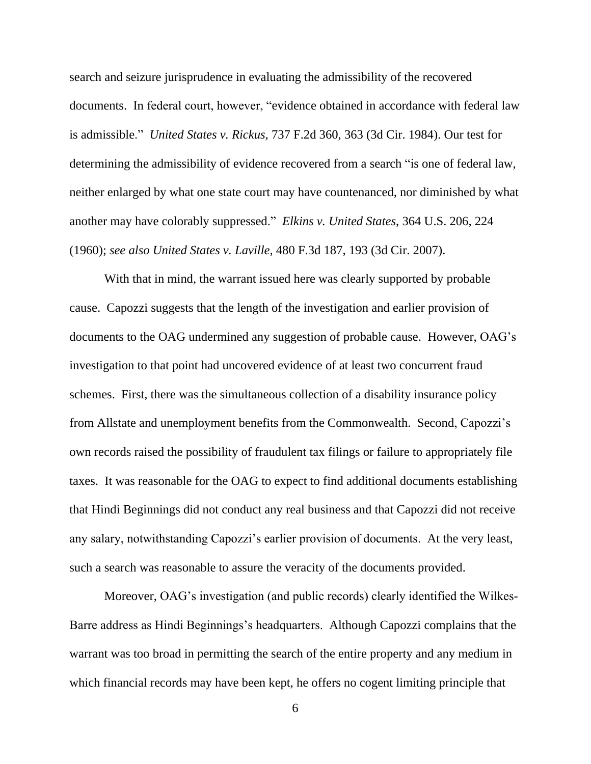search and seizure jurisprudence in evaluating the admissibility of the recovered documents. In federal court, however, "evidence obtained in accordance with federal law is admissible." *United States v. Rickus*, 737 F.2d 360, 363 (3d Cir. 1984). Our test for determining the admissibility of evidence recovered from a search "is one of federal law, neither enlarged by what one state court may have countenanced, nor diminished by what another may have colorably suppressed." *Elkins v. United States*, 364 U.S. 206, 224 (1960); *see also United States v. Laville*, 480 F.3d 187, 193 (3d Cir. 2007).

With that in mind, the warrant issued here was clearly supported by probable cause. Capozzi suggests that the length of the investigation and earlier provision of documents to the OAG undermined any suggestion of probable cause. However, OAG's investigation to that point had uncovered evidence of at least two concurrent fraud schemes. First, there was the simultaneous collection of a disability insurance policy from Allstate and unemployment benefits from the Commonwealth. Second, Capozzi's own records raised the possibility of fraudulent tax filings or failure to appropriately file taxes. It was reasonable for the OAG to expect to find additional documents establishing that Hindi Beginnings did not conduct any real business and that Capozzi did not receive any salary, notwithstanding Capozzi's earlier provision of documents. At the very least, such a search was reasonable to assure the veracity of the documents provided.

Moreover, OAG's investigation (and public records) clearly identified the Wilkes-Barre address as Hindi Beginnings's headquarters. Although Capozzi complains that the warrant was too broad in permitting the search of the entire property and any medium in which financial records may have been kept, he offers no cogent limiting principle that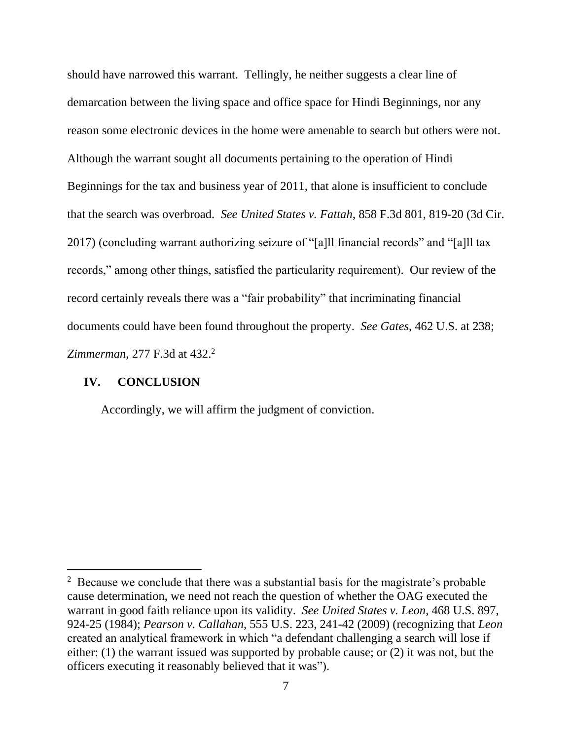should have narrowed this warrant. Tellingly, he neither suggests a clear line of demarcation between the living space and office space for Hindi Beginnings, nor any reason some electronic devices in the home were amenable to search but others were not. Although the warrant sought all documents pertaining to the operation of Hindi Beginnings for the tax and business year of 2011, that alone is insufficient to conclude that the search was overbroad. *See United States v. Fattah*, 858 F.3d 801, 819-20 (3d Cir. 2017) (concluding warrant authorizing seizure of "[a]ll financial records" and "[a]ll tax records," among other things, satisfied the particularity requirement). Our review of the record certainly reveals there was a "fair probability" that incriminating financial documents could have been found throughout the property. *See Gates*, 462 U.S. at 238; *Zimmerman*, 277 F.3d at 432.[2]

## IV. CONCLUSION

Accordingly, we will affirm the judgment of conviction.

---

[2] Because we conclude that there was a substantial basis for the magistrate's probable cause determination, we need not reach the question of whether the OAG executed the warrant in good faith reliance upon its validity. *See United States v. Leon*, 468 U.S. 897, 924-25 (1984); *Pearson v. Callahan*, 555 U.S. 223, 241-42 (2009) (recognizing that *Leon* created an analytical framework in which "a defendant challenging a search will lose if either: (1) the warrant issued was supported by probable cause; or (2) it was not, but the officers executing it reasonably believed that it was").